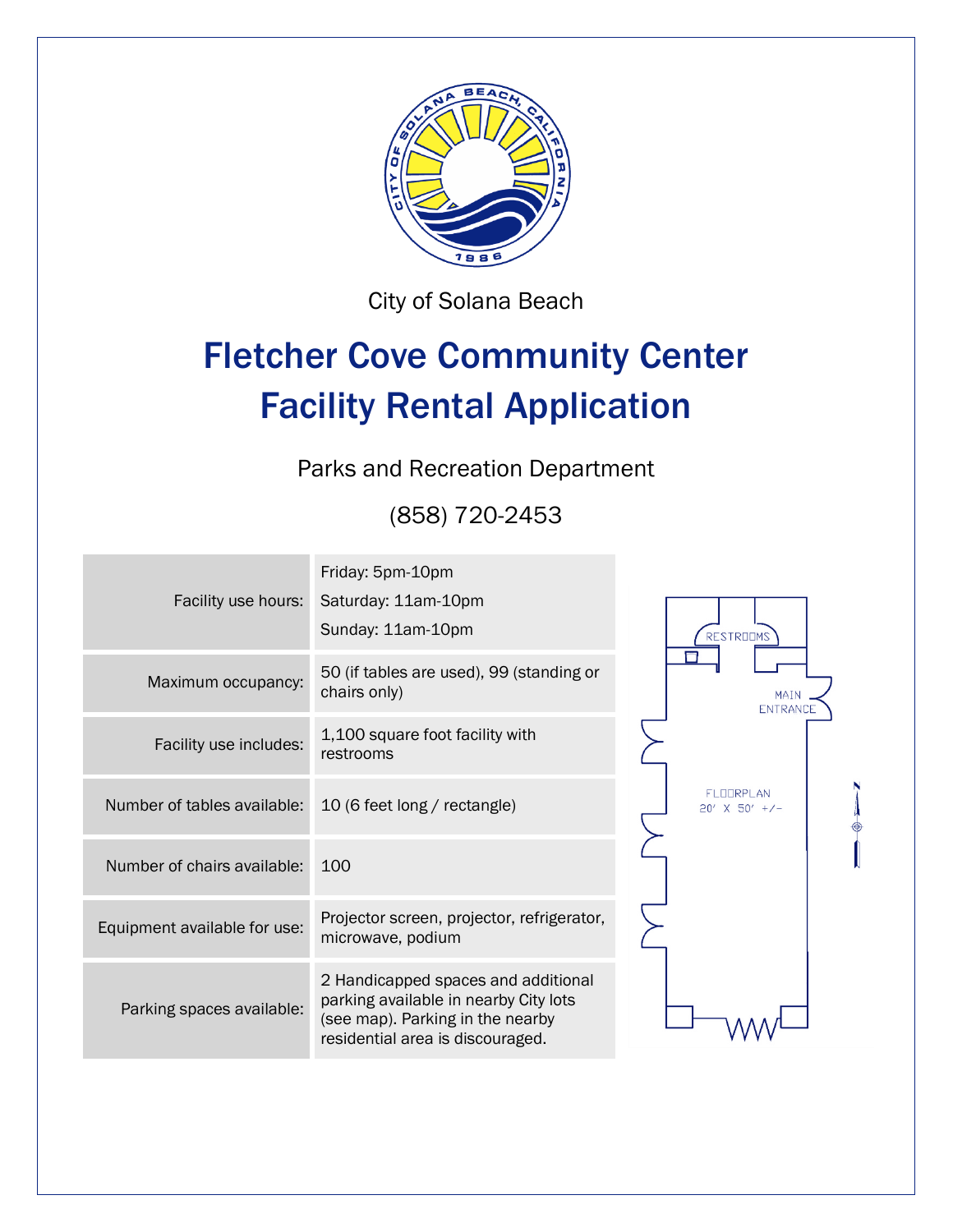City of Solana Beach

# Fletcher Cove Community Center
# Facility Rental Application

Parks and Recreation Department

(858) 720-2453

| | |
|---|---|
| Facility use hours: | Friday: 5pm-10pm<br>Saturday: 11am-10pm<br>Sunday: 11am-10pm |
| Maximum occupancy: | 50 (if tables are used), 99 (standing or chairs only) |
| Facility use includes: | 1,100 square foot facility with restrooms |
| Number of tables available: | 10 (6 feet long / rectangle) |
| Number of chairs available: | 100 |
| Equipment available for use: | Projector screen, projector, refrigerator, microwave, podium |
| Parking spaces available: | 2 Handicapped spaces and additional parking available in nearby City lots (see map). Parking in the nearby residential area is discouraged. |

RESTROOMS

MAIN ENTRANCE

FLOORPLAN
20' X 50' +/-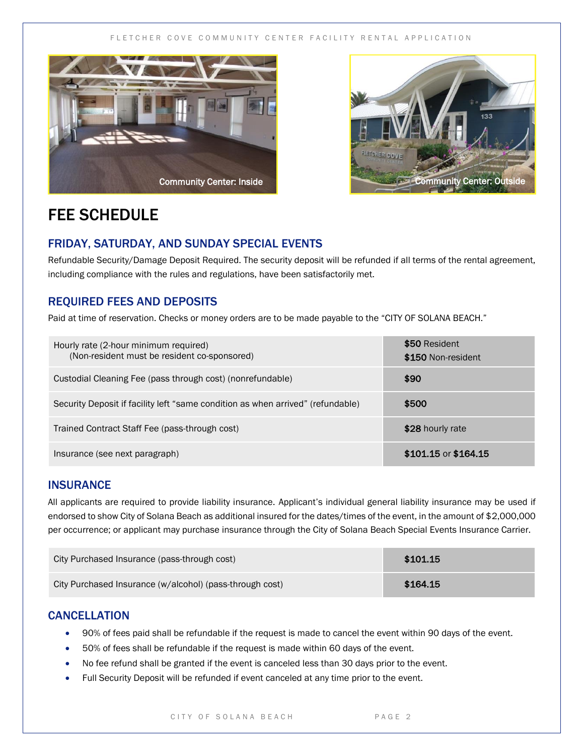Community Center: Inside

Community Center: Outside

# FEE SCHEDULE

## FRIDAY, SATURDAY, AND SUNDAY SPECIAL EVENTS

Refundable Security/Damage Deposit Required. The security deposit will be refunded if all terms of the rental agreement, including compliance with the rules and regulations, have been satisfactorily met.

## REQUIRED FEES AND DEPOSITS

Paid at time of reservation. Checks or money orders are to be made payable to the "CITY OF SOLANA BEACH."

| Fee | Amount |
|---|---|
| Hourly rate (2-hour minimum required)<br>(Non-resident must be resident co-sponsored) | **$50** Resident<br>**$150** Non-resident |
| Custodial Cleaning Fee (pass through cost) (nonrefundable) | **$90** |
| Security Deposit if facility left "same condition as when arrived" (refundable) | **$500** |
| Trained Contract Staff Fee (pass-through cost) | **$28** hourly rate |
| Insurance (see next paragraph) | **$101.15** or **$164.15** |

## INSURANCE

All applicants are required to provide liability insurance. Applicant's individual general liability insurance may be used if endorsed to show City of Solana Beach as additional insured for the dates/times of the event, in the amount of $2,000,000 per occurrence; or applicant may purchase insurance through the City of Solana Beach Special Events Insurance Carrier.

| Insurance | Amount |
|---|---|
| City Purchased Insurance (pass-through cost) | **$101.15** |
| City Purchased Insurance (w/alcohol) (pass-through cost) | **$164.15** |

## CANCELLATION

- 90% of fees paid shall be refundable if the request is made to cancel the event within 90 days of the event.
- 50% of fees shall be refundable if the request is made within 60 days of the event.
- No fee refund shall be granted if the event is canceled less than 30 days prior to the event.
- Full Security Deposit will be refunded if event canceled at any time prior to the event.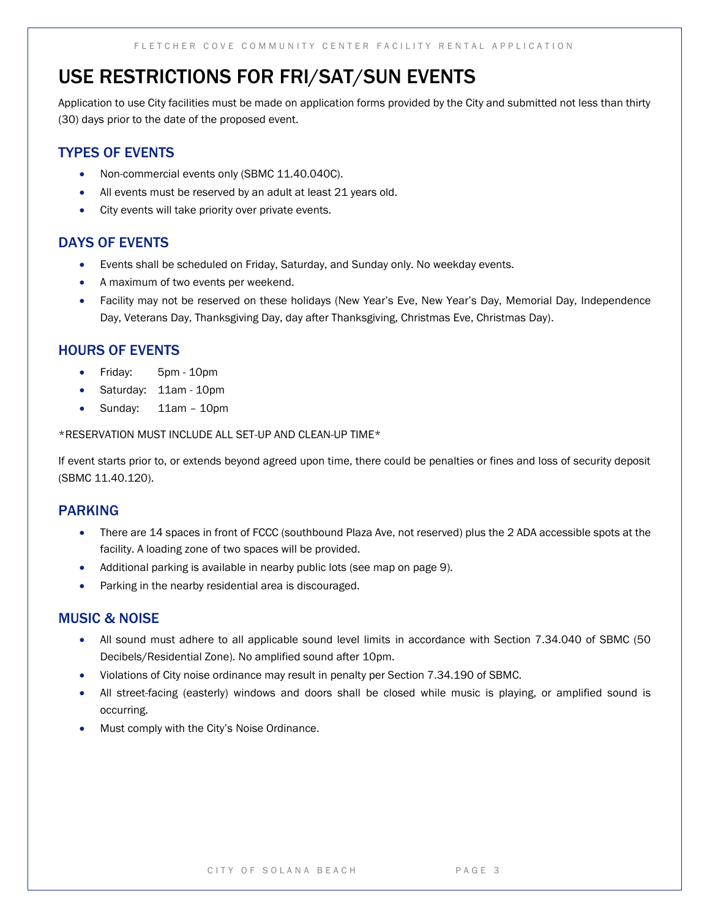# USE RESTRICTIONS FOR FRI/SAT/SUN EVENTS

Application to use City facilities must be made on application forms provided by the City and submitted not less than thirty (30) days prior to the date of the proposed event.

## TYPES OF EVENTS

- Non-commercial events only (SBMC 11.40.040C).
- All events must be reserved by an adult at least 21 years old.
- City events will take priority over private events.

## DAYS OF EVENTS

- Events shall be scheduled on Friday, Saturday, and Sunday only. No weekday events.
- A maximum of two events per weekend.
- Facility may not be reserved on these holidays (New Year's Eve, New Year's Day, Memorial Day, Independence Day, Veterans Day, Thanksgiving Day, day after Thanksgiving, Christmas Eve, Christmas Day).

## HOURS OF EVENTS

- Friday: 5pm - 10pm
- Saturday: 11am - 10pm
- Sunday: 11am – 10pm

*RESERVATION MUST INCLUDE ALL SET-UP AND CLEAN-UP TIME*

If event starts prior to, or extends beyond agreed upon time, there could be penalties or fines and loss of security deposit (SBMC 11.40.120).

## PARKING

- There are 14 spaces in front of FCCC (southbound Plaza Ave, not reserved) plus the 2 ADA accessible spots at the facility. A loading zone of two spaces will be provided.
- Additional parking is available in nearby public lots (see map on page 9).
- Parking in the nearby residential area is discouraged.

## MUSIC & NOISE

- All sound must adhere to all applicable sound level limits in accordance with Section 7.34.040 of SBMC (50 Decibels/Residential Zone). No amplified sound after 10pm.
- Violations of City noise ordinance may result in penalty per Section 7.34.190 of SBMC.
- All street-facing (easterly) windows and doors shall be closed while music is playing, or amplified sound is occurring.
- Must comply with the City's Noise Ordinance.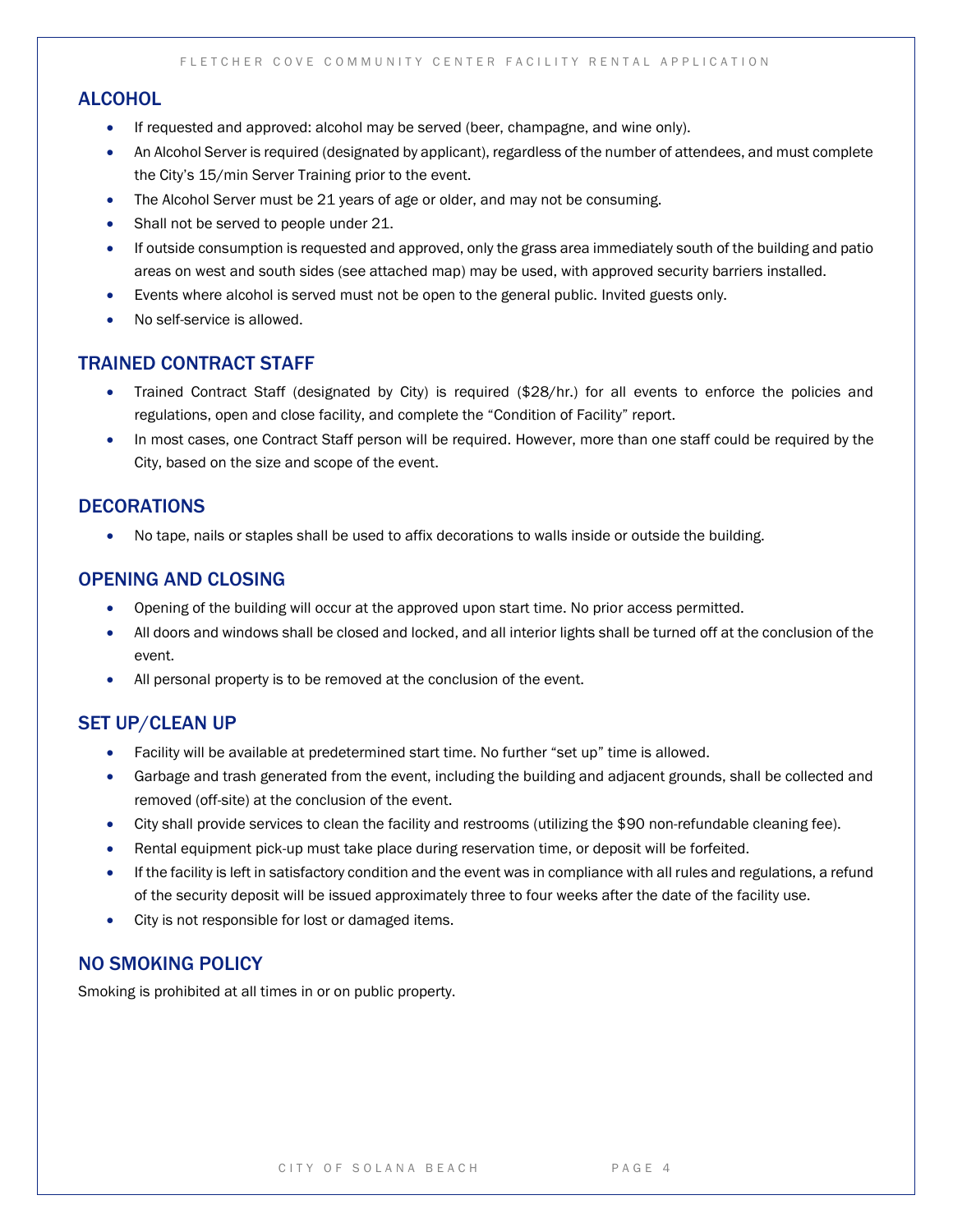## ALCOHOL

- If requested and approved: alcohol may be served (beer, champagne, and wine only).
- An Alcohol Server is required (designated by applicant), regardless of the number of attendees, and must complete the City's 15/min Server Training prior to the event.
- The Alcohol Server must be 21 years of age or older, and may not be consuming.
- Shall not be served to people under 21.
- If outside consumption is requested and approved, only the grass area immediately south of the building and patio areas on west and south sides (see attached map) may be used, with approved security barriers installed.
- Events where alcohol is served must not be open to the general public. Invited guests only.
- No self-service is allowed.

## TRAINED CONTRACT STAFF

- Trained Contract Staff (designated by City) is required ($28/hr.) for all events to enforce the policies and regulations, open and close facility, and complete the "Condition of Facility" report.
- In most cases, one Contract Staff person will be required. However, more than one staff could be required by the City, based on the size and scope of the event.

## DECORATIONS

- No tape, nails or staples shall be used to affix decorations to walls inside or outside the building.

## OPENING AND CLOSING

- Opening of the building will occur at the approved upon start time. No prior access permitted.
- All doors and windows shall be closed and locked, and all interior lights shall be turned off at the conclusion of the event.
- All personal property is to be removed at the conclusion of the event.

## SET UP/CLEAN UP

- Facility will be available at predetermined start time. No further "set up" time is allowed.
- Garbage and trash generated from the event, including the building and adjacent grounds, shall be collected and removed (off-site) at the conclusion of the event.
- City shall provide services to clean the facility and restrooms (utilizing the $90 non-refundable cleaning fee).
- Rental equipment pick-up must take place during reservation time, or deposit will be forfeited.
- If the facility is left in satisfactory condition and the event was in compliance with all rules and regulations, a refund of the security deposit will be issued approximately three to four weeks after the date of the facility use.
- City is not responsible for lost or damaged items.

## NO SMOKING POLICY

Smoking is prohibited at all times in or on public property.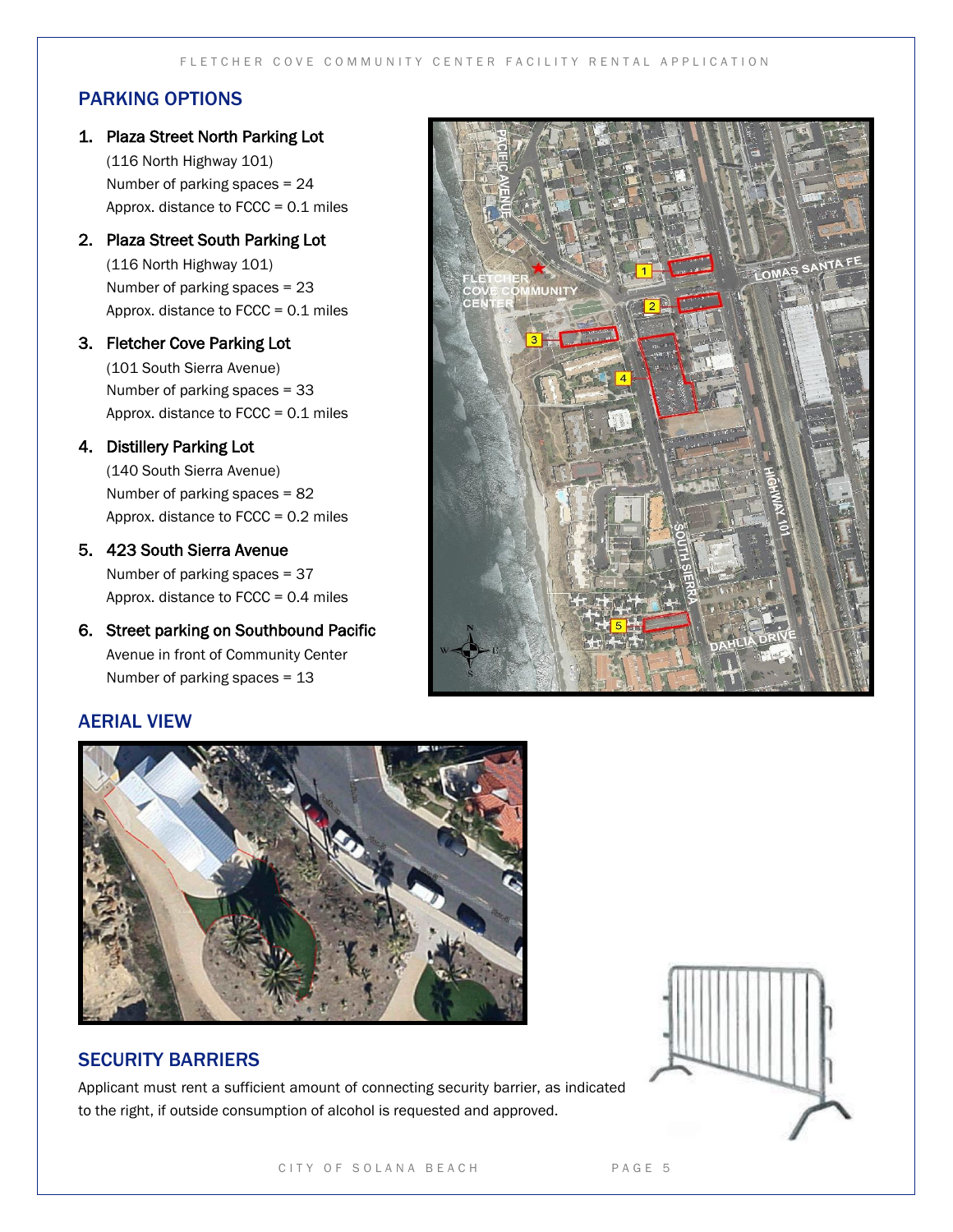## PARKING OPTIONS

1. **Plaza Street North Parking Lot**
   (116 North Highway 101)
   Number of parking spaces = 24
   Approx. distance to FCCC = 0.1 miles

2. **Plaza Street South Parking Lot**
   (116 North Highway 101)
   Number of parking spaces = 23
   Approx. distance to FCCC = 0.1 miles

3. **Fletcher Cove Parking Lot**
   (101 South Sierra Avenue)
   Number of parking spaces = 33
   Approx. distance to FCCC = 0.1 miles

4. **Distillery Parking Lot**
   (140 South Sierra Avenue)
   Number of parking spaces = 82
   Approx. distance to FCCC = 0.2 miles

5. **423 South Sierra Avenue**
   Number of parking spaces = 37
   Approx. distance to FCCC = 0.4 miles

6. **Street parking on Southbound Pacific**
   Avenue in front of Community Center
   Number of parking spaces = 13

## AERIAL VIEW

## SECURITY BARRIERS

Applicant must rent a sufficient amount of connecting security barrier, as indicated to the right, if outside consumption of alcohol is requested and approved.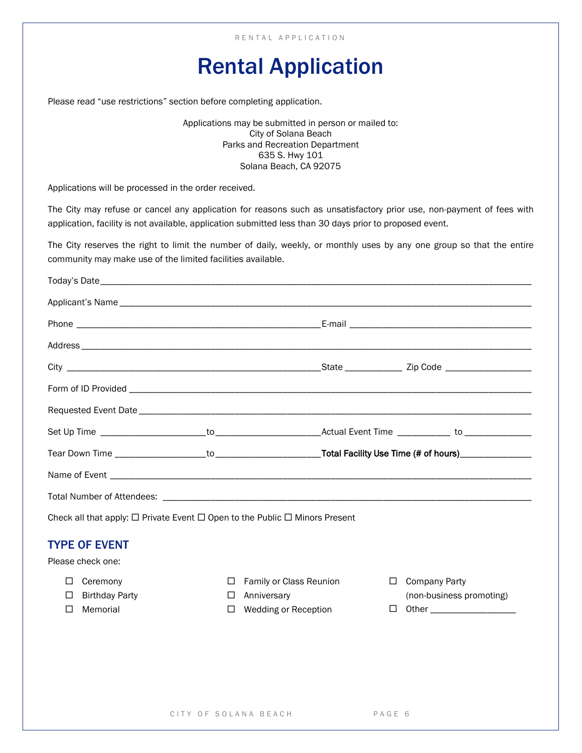# Rental Application

Please read "use restrictions" section before completing application.

Applications may be submitted in person or mailed to:
City of Solana Beach
Parks and Recreation Department
635 S. Hwy 101
Solana Beach, CA 92075

Applications will be processed in the order received.

The City may refuse or cancel any application for reasons such as unsatisfactory prior use, non-payment of fees with application, facility is not available, application submitted less than 30 days prior to proposed event.

The City reserves the right to limit the number of daily, weekly, or monthly uses by any one group so that the entire community may make use of the limited facilities available.

Today's Date ______________________________________________

Applicant's Name ______________________________________________

Phone ______________________________ E-mail ______________________________

Address ______________________________________________

City ______________________________ State ____________ Zip Code ____________

Form of ID Provided ______________________________________________

Requested Event Date ______________________________________________

Set Up Time ____________ to ____________ Actual Event Time ____________ to ____________

Tear Down Time ____________ to ____________ **Total Facility Use Time (# of hours)** ____________

Name of Event ______________________________________________

Total Number of Attendees: ______________________________________________

Check all that apply: ☐ Private Event ☐ Open to the Public ☐ Minors Present

## TYPE OF EVENT

Please check one:

- ☐ Ceremony
- ☐ Birthday Party
- ☐ Memorial
- ☐ Family or Class Reunion
- ☐ Anniversary
- ☐ Wedding or Reception
- ☐ Company Party (non-business promoting)
- ☐ Other ____________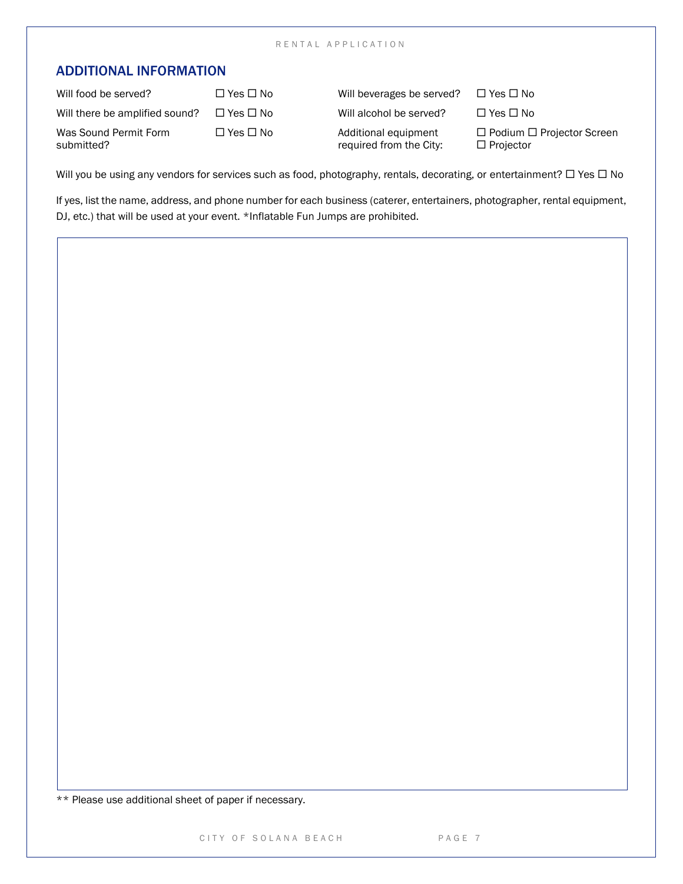## ADDITIONAL INFORMATION

| | | | |
|---|---|---|---|
| Will food be served? | ☐ Yes ☐ No | Will beverages be served? | ☐ Yes ☐ No |
| Will there be amplified sound? | ☐ Yes ☐ No | Will alcohol be served? | ☐ Yes ☐ No |
| Was Sound Permit Form submitted? | ☐ Yes ☐ No | Additional equipment required from the City: | ☐ Podium ☐ Projector Screen ☐ Projector |

Will you be using any vendors for services such as food, photography, rentals, decorating, or entertainment? ☐ Yes ☐ No

If yes, list the name, address, and phone number for each business (caterer, entertainers, photographer, rental equipment, DJ, etc.) that will be used at your event. *Inflatable Fun Jumps are prohibited.

** Please use additional sheet of paper if necessary.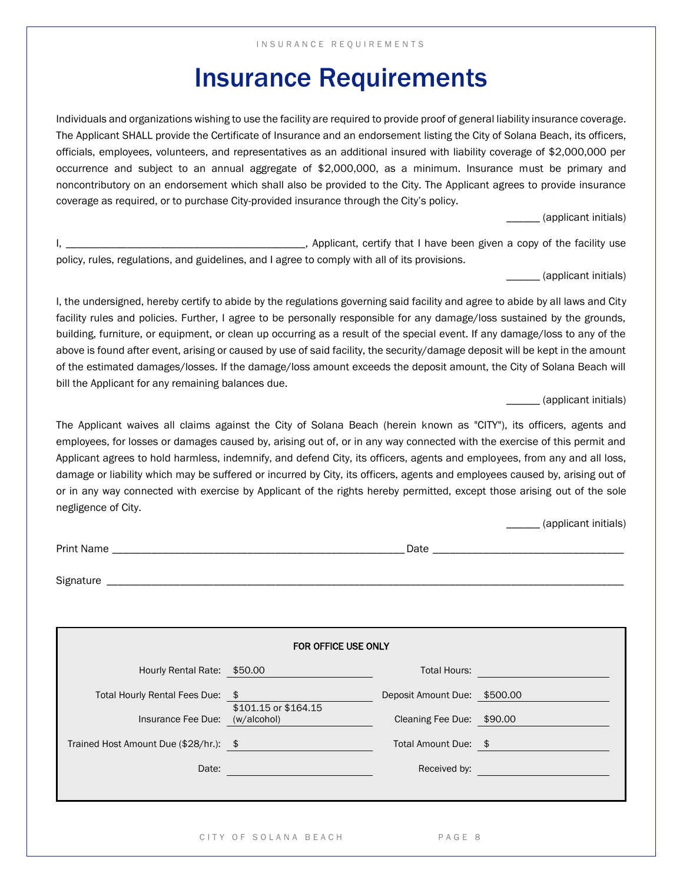# Insurance Requirements

Individuals and organizations wishing to use the facility are required to provide proof of general liability insurance coverage. The Applicant SHALL provide the Certificate of Insurance and an endorsement listing the City of Solana Beach, its officers, officials, employees, volunteers, and representatives as an additional insured with liability coverage of $2,000,000 per occurrence and subject to an annual aggregate of $2,000,000, as a minimum. Insurance must be primary and noncontributory on an endorsement which shall also be provided to the City. The Applicant agrees to provide insurance coverage as required, or to purchase City-provided insurance through the City's policy.

______ (applicant initials)

I, ___________________________________________, Applicant, certify that I have been given a copy of the facility use policy, rules, regulations, and guidelines, and I agree to comply with all of its provisions.

______ (applicant initials)

I, the undersigned, hereby certify to abide by the regulations governing said facility and agree to abide by all laws and City facility rules and policies. Further, I agree to be personally responsible for any damage/loss sustained by the grounds, building, furniture, or equipment, or clean up occurring as a result of the special event. If any damage/loss to any of the above is found after event, arising or caused by use of said facility, the security/damage deposit will be kept in the amount of the estimated damages/losses. If the damage/loss amount exceeds the deposit amount, the City of Solana Beach will bill the Applicant for any remaining balances due.

______ (applicant initials)

The Applicant waives all claims against the City of Solana Beach (herein known as "CITY"), its officers, agents and employees, for losses or damages caused by, arising out of, or in any way connected with the exercise of this permit and Applicant agrees to hold harmless, indemnify, and defend City, its officers, agents and employees, from any and all loss, damage or liability which may be suffered or incurred by City, its officers, agents and employees caused by, arising out of or in any way connected with exercise by Applicant of the rights hereby permitted, except those arising out of the sole negligence of City.

______ (applicant initials)

Print Name _____________________________________________________ Date __________________________________

Signature ______________________________________________________________________________________________

**FOR OFFICE USE ONLY**

| | | | |
|---|---|---|---|
| Hourly Rental Rate: | $50.00 | Total Hours: | |
| Total Hourly Rental Fees Due: | $ | Deposit Amount Due: | $500.00 |
| Insurance Fee Due: | $101.15 or $164.15 (w/alcohol) | Cleaning Fee Due: | $90.00 |
| Trained Host Amount Due ($28/hr.): | $ | Total Amount Due: | $ |
| Date: | | Received by: | |